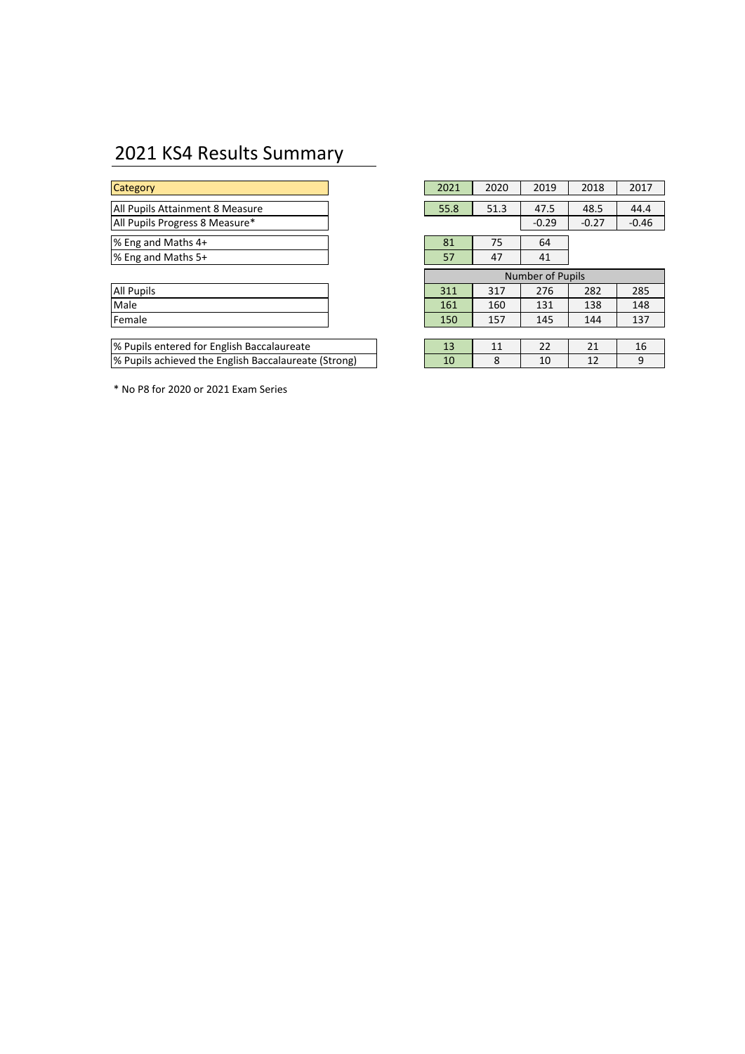# 2021 KS4 Results Summary

| Category | 2021 | 2020 | 2019 | 2018 | 2017 |
|---|---|---|---|---|---|
| All Pupils Attainment 8 Measure | 55.8 | 51.3 | 47.5 | 48.5 | 44.4 |
| All Pupils Progress 8 Measure* | | | -0.29 | -0.27 | -0.46 |
| % Eng and Maths 4+ | 81 | 75 | 64 | | |
| % Eng and Maths 5+ | 57 | 47 | 41 | | |
| | Number of Pupils | | | | |
| All Pupils | 311 | 317 | 276 | 282 | 285 |
| Male | 161 | 160 | 131 | 138 | 148 |
| Female | 150 | 157 | 145 | 144 | 137 |
| % Pupils entered for English Baccalaureate | 13 | 11 | 22 | 21 | 16 |
| % Pupils achieved the English Baccalaureate (Strong) | 10 | 8 | 10 | 12 | 9 |

* No P8 for 2020 or 2021 Exam Series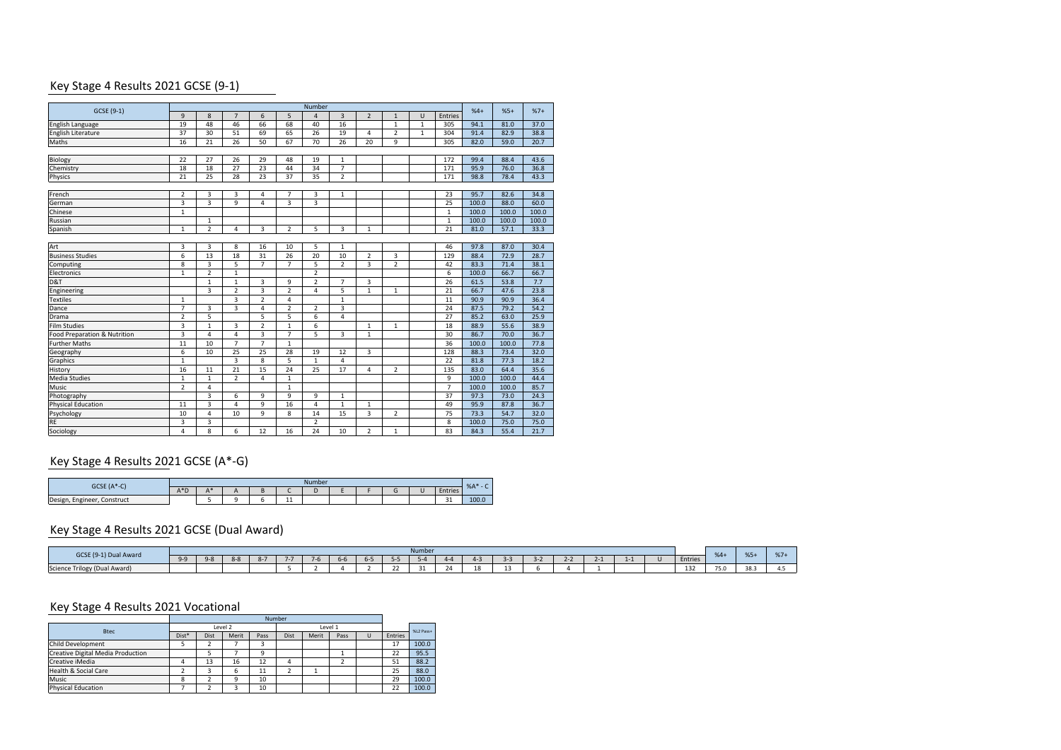## Key Stage 4 Results 2021 GCSE (9-1)

| GCSE (9-1) | Number | | | | | | | | | | | %4+ | %5+ | %7+ |
|---|---|---|---|---|---|---|---|---|---|---|---|---|---|---|
| | 9 | 8 | 7 | 6 | 5 | 4 | 3 | 2 | 1 | U | Entries | | | |
| English Language | 19 | 48 | 46 | 66 | 68 | 40 | 16 | | 1 | 1 | 305 | 94.1 | 81.0 | 37.0 |
| English Literature | 37 | 30 | 51 | 69 | 65 | 26 | 19 | 4 | 2 | 1 | 304 | 91.4 | 82.9 | 38.8 |
| Maths | 16 | 21 | 26 | 50 | 67 | 70 | 26 | 20 | 9 | | 305 | 82.0 | 59.0 | 20.7 |
| | | | | | | | | | | | | | | |
| Biology | 22 | 27 | 26 | 29 | 48 | 19 | 1 | | | | 172 | 99.4 | 88.4 | 43.6 |
| Chemistry | 18 | 18 | 27 | 23 | 44 | 34 | 7 | | | | 171 | 95.9 | 76.0 | 36.8 |
| Physics | 21 | 25 | 28 | 23 | 37 | 35 | 2 | | | | 171 | 98.8 | 78.4 | 43.3 |
| | | | | | | | | | | | | | | |
| French | 2 | 3 | 3 | 4 | 7 | 3 | 1 | | | | 23 | 95.7 | 82.6 | 34.8 |
| German | 3 | 3 | 9 | 4 | 3 | 3 | | | | | 25 | 100.0 | 88.0 | 60.0 |
| Chinese | 1 | | | | | | | | | | 1 | 100.0 | 100.0 | 100.0 |
| Russian | | 1 | | | | | | | | | 1 | 100.0 | 100.0 | 100.0 |
| Spanish | 1 | 2 | 4 | 3 | 2 | 5 | 3 | 1 | | | 21 | 81.0 | 57.1 | 33.3 |
| | | | | | | | | | | | | | | |
| Art | 3 | 3 | 8 | 16 | 10 | 5 | 1 | | | | 46 | 97.8 | 87.0 | 30.4 |
| Business Studies | 6 | 13 | 18 | 31 | 26 | 20 | 10 | 2 | 3 | | 129 | 88.4 | 72.9 | 28.7 |
| Computing | 8 | 3 | 5 | 7 | 7 | 5 | 2 | 3 | 2 | | 42 | 83.3 | 71.4 | 38.1 |
| Electronics | 1 | 2 | 1 | | | 2 | | | | | 6 | 100.0 | 66.7 | 66.7 |
| D&T | | 1 | 1 | 3 | 9 | 2 | 7 | 3 | | | 26 | 61.5 | 53.8 | 7.7 |
| Engineering | | 3 | 2 | 3 | 2 | 4 | 5 | 1 | 1 | | 21 | 66.7 | 47.6 | 23.8 |
| Textiles | 1 | | 3 | 2 | 4 | | 1 | | | | 11 | 90.9 | 90.9 | 36.4 |
| Dance | 7 | 3 | 3 | 4 | 2 | 2 | 3 | | | | 24 | 87.5 | 79.2 | 54.2 |
| Drama | 2 | 5 | | 5 | 5 | 6 | 4 | | | | 27 | 85.2 | 63.0 | 25.9 |
| Film Studies | 3 | 1 | 3 | 2 | 1 | 6 | | 1 | 1 | | 18 | 88.9 | 55.6 | 38.9 |
| Food Preparation & Nutrition | 3 | 4 | 4 | 3 | 7 | 5 | 3 | 1 | | | 30 | 86.7 | 70.0 | 36.7 |
| Further Maths | 11 | 10 | 7 | 7 | 1 | | | | | | 36 | 100.0 | 100.0 | 77.8 |
| Geography | 6 | 10 | 25 | 25 | 28 | 19 | 12 | 3 | | | 128 | 88.3 | 73.4 | 32.0 |
| Graphics | 1 | | 3 | 8 | 5 | 1 | 4 | | | | 22 | 81.8 | 77.3 | 18.2 |
| History | 16 | 11 | 21 | 15 | 24 | 25 | 17 | 4 | 2 | | 135 | 83.0 | 64.4 | 35.6 |
| Media Studies | 1 | 1 | 2 | 4 | 1 | | | | | | 9 | 100.0 | 100.0 | 44.4 |
| Music | 2 | 4 | | | 1 | | | | | | 7 | 100.0 | 100.0 | 85.7 |
| Photography | | 3 | 6 | 9 | 9 | 9 | 1 | | | | 37 | 97.3 | 73.0 | 24.3 |
| Physical Education | 11 | 3 | 4 | 9 | 16 | 4 | 1 | 1 | | | 49 | 95.9 | 87.8 | 36.7 |
| Psychology | 10 | 4 | 10 | 9 | 8 | 14 | 15 | 3 | 2 | | 75 | 73.3 | 54.7 | 32.0 |
| RE | 3 | 3 | | | | 2 | | | | | 8 | 100.0 | 75.0 | 75.0 |
| Sociology | 4 | 8 | 6 | 12 | 16 | 24 | 10 | 2 | 1 | | 83 | 84.3 | 55.4 | 21.7 |

## Key Stage 4 Results 2021 GCSE (A*-G)

| GCSE (A*-C) | Number | | | | | | | | | | | %A* - C |
|---|---|---|---|---|---|---|---|---|---|---|---|---|
| | A*D | A* | A | B | C | D | E | F | G | U | Entries | |
| Design, Engineer, Construct | | 5 | 9 | 6 | 11 | | | | | | 31 | 100.0 |

## Key Stage 4 Results 2021 GCSE (Dual Award)

| GCSE (9-1) Dual Award | Number | | | | | | | | | | | | | | | | | | | %4+ | %5+ | %7+ |
|---|---|---|---|---|---|---|---|---|---|---|---|---|---|---|---|---|---|---|---|---|---|---|
| | 9-9 | 9-8 | 8-8 | 8-7 | 7-7 | 7-6 | 6-6 | 6-5 | 5-5 | 5-4 | 4-4 | 4-3 | 3-3 | 3-2 | 2-2 | 2-1 | 1-1 | U | Entries | | | |
| Science Trilogy (Dual Award) | | | | | 5 | 2 | 4 | 2 | 22 | 31 | 24 | 18 | 13 | 6 | 4 | 1 | | | 132 | 75.0 | 38.3 | 4.5 |

## Key Stage 4 Results 2021 Vocational

| Btec | Number | | | | | | | | | %L2 Pass+ |
|---|---|---|---|---|---|---|---|---|---|---|
| | Level 2 | | | | Level 1 | | | | | |
| | Dist* | Dist | Merit | Pass | Dist | Merit | Pass | U | Entries | |
| Child Development | 5 | 2 | 7 | 3 | | | | | 17 | 100.0 |
| Creative Digital Media Production | | 5 | 7 | 9 | | | 1 | | 22 | 95.5 |
| Creative iMedia | 4 | 13 | 16 | 12 | 4 | | 2 | | 51 | 88.2 |
| Health & Social Care | 2 | 3 | 6 | 11 | 2 | 1 | | | 25 | 88.0 |
| Music | 8 | 2 | 9 | 10 | | | | | 29 | 100.0 |
| Physical Education | 7 | 2 | 3 | 10 | | | | | 22 | 100.0 |